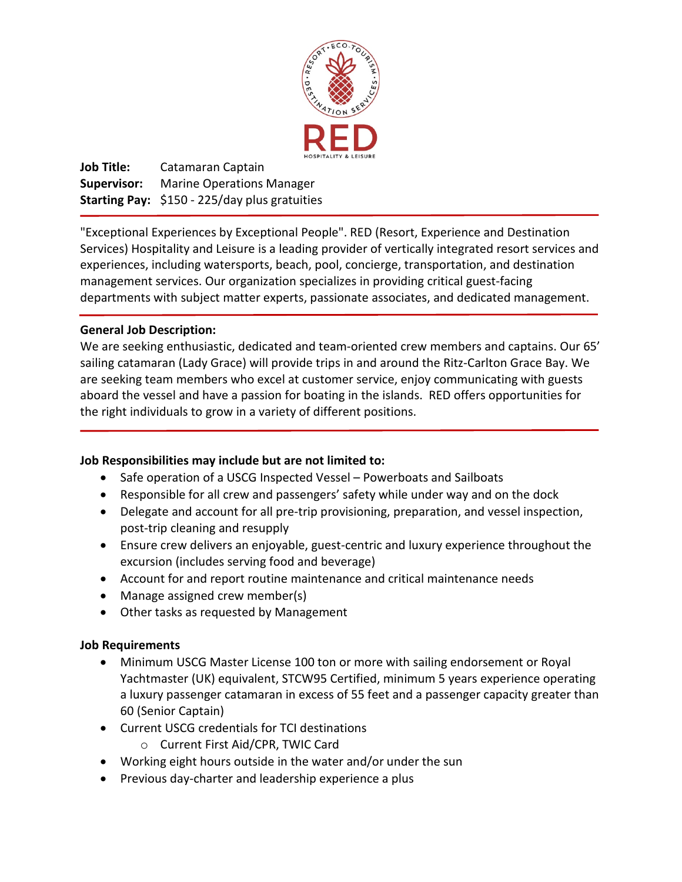**Job Title:** Catamaran Captain
**Supervisor:** Marine Operations Manager
**Starting Pay:** $150 - 225/day plus gratuities

"Exceptional Experiences by Exceptional People". RED (Resort, Experience and Destination Services) Hospitality and Leisure is a leading provider of vertically integrated resort services and experiences, including watersports, beach, pool, concierge, transportation, and destination management services. Our organization specializes in providing critical guest-facing departments with subject matter experts, passionate associates, and dedicated management.

**General Job Description:**
We are seeking enthusiastic, dedicated and team-oriented crew members and captains. Our 65' sailing catamaran (Lady Grace) will provide trips in and around the Ritz-Carlton Grace Bay. We are seeking team members who excel at customer service, enjoy communicating with guests aboard the vessel and have a passion for boating in the islands. RED offers opportunities for the right individuals to grow in a variety of different positions.

**Job Responsibilities may include but are not limited to:**

- Safe operation of a USCG Inspected Vessel – Powerboats and Sailboats
- Responsible for all crew and passengers' safety while under way and on the dock
- Delegate and account for all pre-trip provisioning, preparation, and vessel inspection, post-trip cleaning and resupply
- Ensure crew delivers an enjoyable, guest-centric and luxury experience throughout the excursion (includes serving food and beverage)
- Account for and report routine maintenance and critical maintenance needs
- Manage assigned crew member(s)
- Other tasks as requested by Management

**Job Requirements**

- Minimum USCG Master License 100 ton or more with sailing endorsement or Royal Yachtmaster (UK) equivalent, STCW95 Certified, minimum 5 years experience operating a luxury passenger catamaran in excess of 55 feet and a passenger capacity greater than 60 (Senior Captain)
- Current USCG credentials for TCI destinations
    - Current First Aid/CPR, TWIC Card
- Working eight hours outside in the water and/or under the sun
- Previous day-charter and leadership experience a plus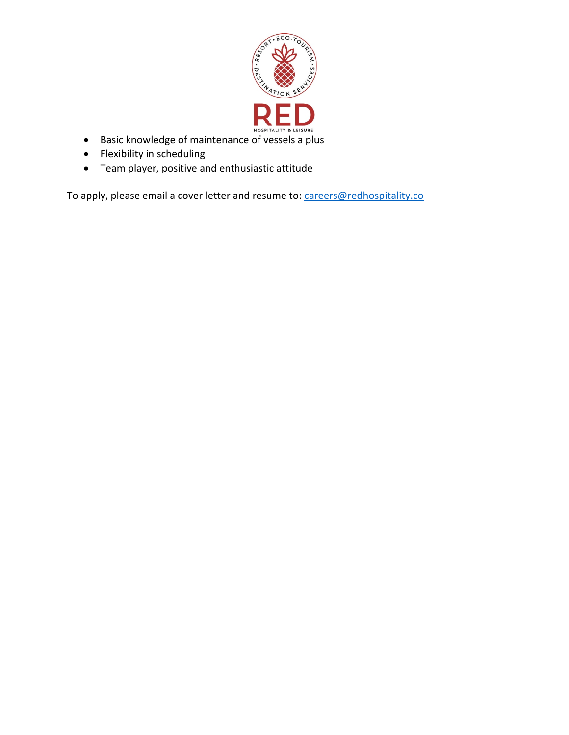- Basic knowledge of maintenance of vessels a plus
- Flexibility in scheduling
- Team player, positive and enthusiastic attitude

To apply, please email a cover letter and resume to: careers@redhospitality.co